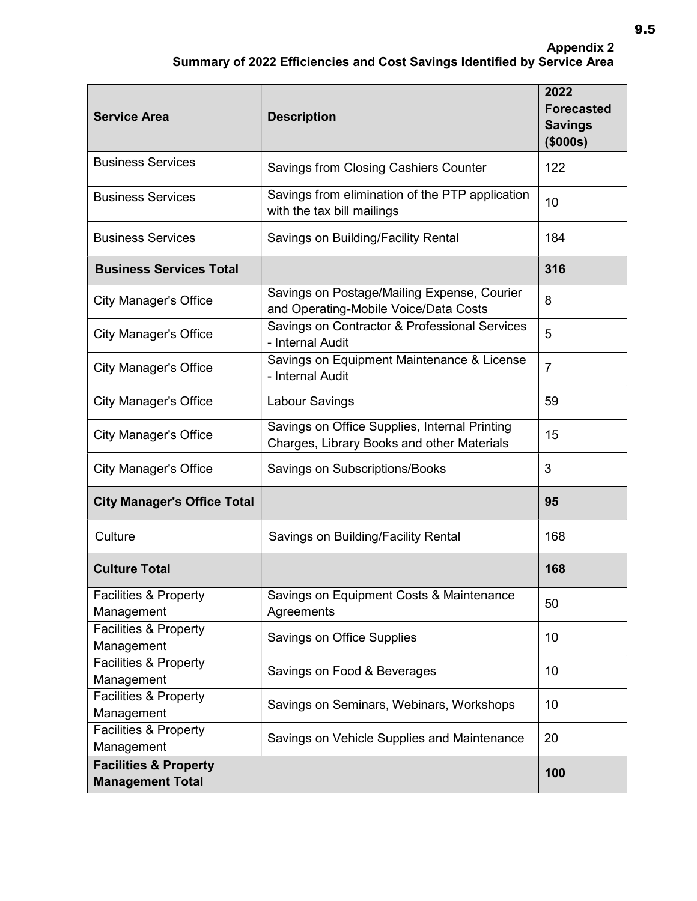9.5

**Appendix 2**
**Summary of 2022 Efficiencies and Cost Savings Identified by Service Area**

| Service Area | Description | 2022 Forecasted Savings ($000s) |
|---|---|---|
| Business Services | Savings from Closing Cashiers Counter | 122 |
| Business Services | Savings from elimination of the PTP application with the tax bill mailings | 10 |
| Business Services | Savings on Building/Facility Rental | 184 |
| **Business Services Total** | | **316** |
| City Manager's Office | Savings on Postage/Mailing Expense, Courier and Operating-Mobile Voice/Data Costs | 8 |
| City Manager's Office | Savings on Contractor & Professional Services - Internal Audit | 5 |
| City Manager's Office | Savings on Equipment Maintenance & License - Internal Audit | 7 |
| City Manager's Office | Labour Savings | 59 |
| City Manager's Office | Savings on Office Supplies, Internal Printing Charges, Library Books and other Materials | 15 |
| City Manager's Office | Savings on Subscriptions/Books | 3 |
| **City Manager's Office Total** | | **95** |
| Culture | Savings on Building/Facility Rental | 168 |
| **Culture Total** | | **168** |
| Facilities & Property Management | Savings on Equipment Costs & Maintenance Agreements | 50 |
| Facilities & Property Management | Savings on Office Supplies | 10 |
| Facilities & Property Management | Savings on Food & Beverages | 10 |
| Facilities & Property Management | Savings on Seminars, Webinars, Workshops | 10 |
| Facilities & Property Management | Savings on Vehicle Supplies and Maintenance | 20 |
| **Facilities & Property Management Total** | | **100** |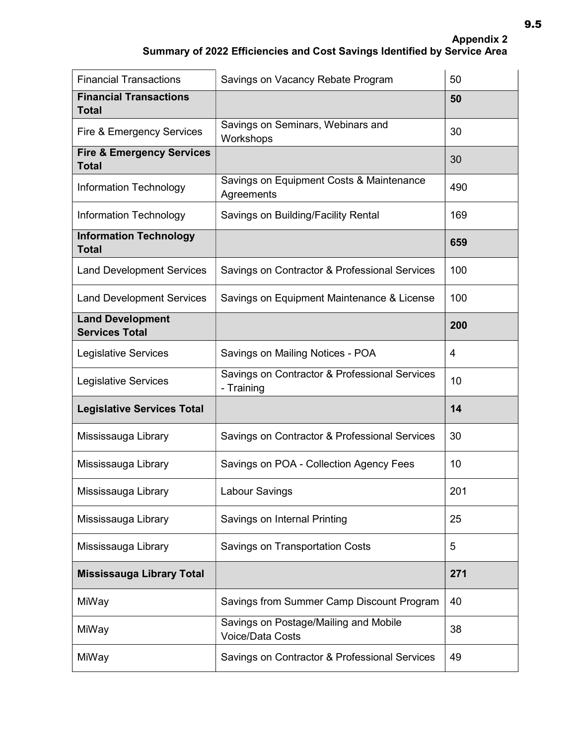**Appendix 2**
**Summary of 2022 Efficiencies and Cost Savings Identified by Service Area**

| | | |
|---|---|---|
| Financial Transactions | Savings on Vacancy Rebate Program | 50 |
| **Financial Transactions Total** | | **50** |
| Fire & Emergency Services | Savings on Seminars, Webinars and Workshops | 30 |
| **Fire & Emergency Services Total** | | 30 |
| Information Technology | Savings on Equipment Costs & Maintenance Agreements | 490 |
| Information Technology | Savings on Building/Facility Rental | 169 |
| **Information Technology Total** | | **659** |
| Land Development Services | Savings on Contractor & Professional Services | 100 |
| Land Development Services | Savings on Equipment Maintenance & License | 100 |
| **Land Development Services Total** | | **200** |
| Legislative Services | Savings on Mailing Notices - POA | 4 |
| Legislative Services | Savings on Contractor & Professional Services - Training | 10 |
| **Legislative Services Total** | | **14** |
| Mississauga Library | Savings on Contractor & Professional Services | 30 |
| Mississauga Library | Savings on POA - Collection Agency Fees | 10 |
| Mississauga Library | Labour Savings | 201 |
| Mississauga Library | Savings on Internal Printing | 25 |
| Mississauga Library | Savings on Transportation Costs | 5 |
| **Mississauga Library Total** | | **271** |
| MiWay | Savings from Summer Camp Discount Program | 40 |
| MiWay | Savings on Postage/Mailing and Mobile Voice/Data Costs | 38 |
| MiWay | Savings on Contractor & Professional Services | 49 |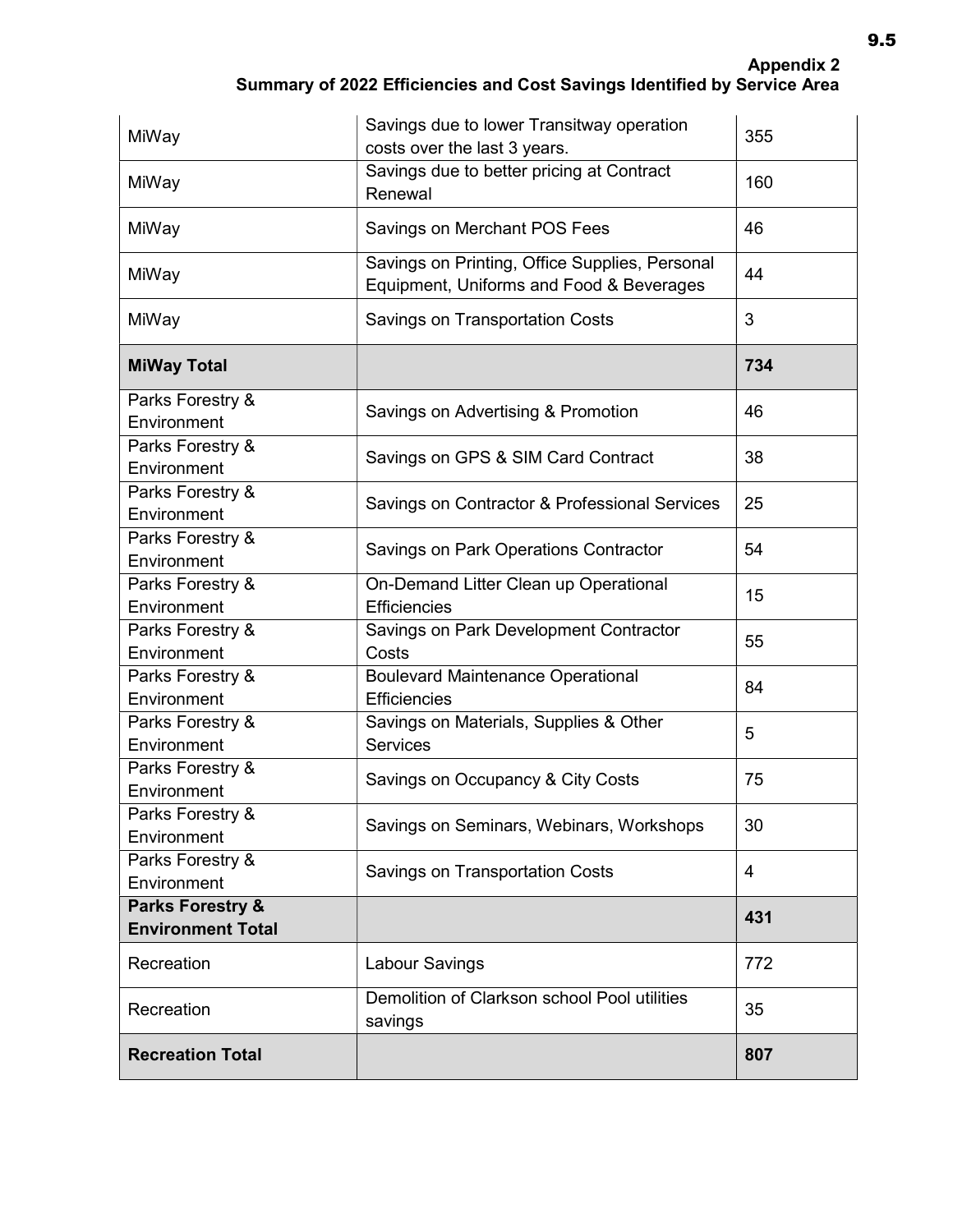**Appendix 2**
**Summary of 2022 Efficiencies and Cost Savings Identified by Service Area**

| | | |
|---|---|---|
| MiWay | Savings due to lower Transitway operation costs over the last 3 years. | 355 |
| MiWay | Savings due to better pricing at Contract Renewal | 160 |
| MiWay | Savings on Merchant POS Fees | 46 |
| MiWay | Savings on Printing, Office Supplies, Personal Equipment, Uniforms and Food & Beverages | 44 |
| MiWay | Savings on Transportation Costs | 3 |
| **MiWay Total** | | **734** |
| Parks Forestry & Environment | Savings on Advertising & Promotion | 46 |
| Parks Forestry & Environment | Savings on GPS & SIM Card Contract | 38 |
| Parks Forestry & Environment | Savings on Contractor & Professional Services | 25 |
| Parks Forestry & Environment | Savings on Park Operations Contractor | 54 |
| Parks Forestry & Environment | On-Demand Litter Clean up Operational Efficiencies | 15 |
| Parks Forestry & Environment | Savings on Park Development Contractor Costs | 55 |
| Parks Forestry & Environment | Boulevard Maintenance Operational Efficiencies | 84 |
| Parks Forestry & Environment | Savings on Materials, Supplies & Other Services | 5 |
| Parks Forestry & Environment | Savings on Occupancy & City Costs | 75 |
| Parks Forestry & Environment | Savings on Seminars, Webinars, Workshops | 30 |
| Parks Forestry & Environment | Savings on Transportation Costs | 4 |
| **Parks Forestry & Environment Total** | | **431** |
| Recreation | Labour Savings | 772 |
| Recreation | Demolition of Clarkson school Pool utilities savings | 35 |
| **Recreation Total** | | **807** |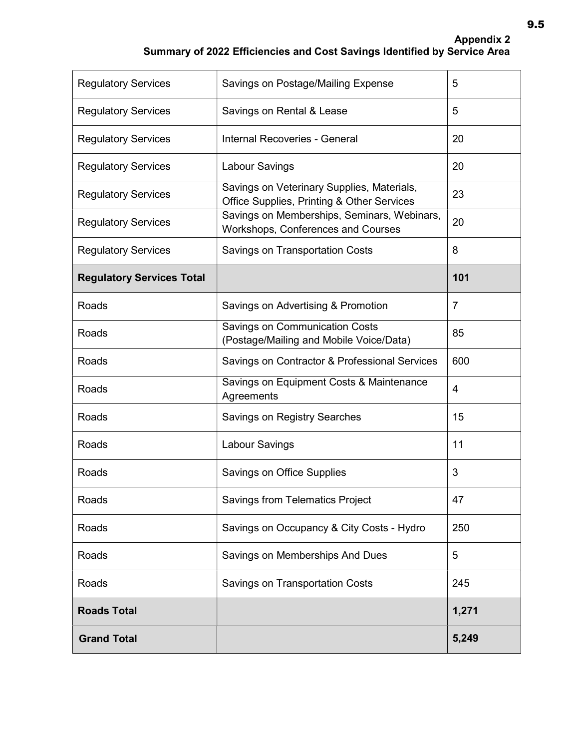**Appendix 2**
**Summary of 2022 Efficiencies and Cost Savings Identified by Service Area**

| | | |
|---|---|---|
| Regulatory Services | Savings on Postage/Mailing Expense | 5 |
| Regulatory Services | Savings on Rental & Lease | 5 |
| Regulatory Services | Internal Recoveries - General | 20 |
| Regulatory Services | Labour Savings | 20 |
| Regulatory Services | Savings on Veterinary Supplies, Materials, Office Supplies, Printing & Other Services | 23 |
| Regulatory Services | Savings on Memberships, Seminars, Webinars, Workshops, Conferences and Courses | 20 |
| Regulatory Services | Savings on Transportation Costs | 8 |
| **Regulatory Services Total** | | **101** |
| Roads | Savings on Advertising & Promotion | 7 |
| Roads | Savings on Communication Costs (Postage/Mailing and Mobile Voice/Data) | 85 |
| Roads | Savings on Contractor & Professional Services | 600 |
| Roads | Savings on Equipment Costs & Maintenance Agreements | 4 |
| Roads | Savings on Registry Searches | 15 |
| Roads | Labour Savings | 11 |
| Roads | Savings on Office Supplies | 3 |
| Roads | Savings from Telematics Project | 47 |
| Roads | Savings on Occupancy & City Costs - Hydro | 250 |
| Roads | Savings on Memberships And Dues | 5 |
| Roads | Savings on Transportation Costs | 245 |
| **Roads Total** | | **1,271** |
| **Grand Total** | | **5,249** |